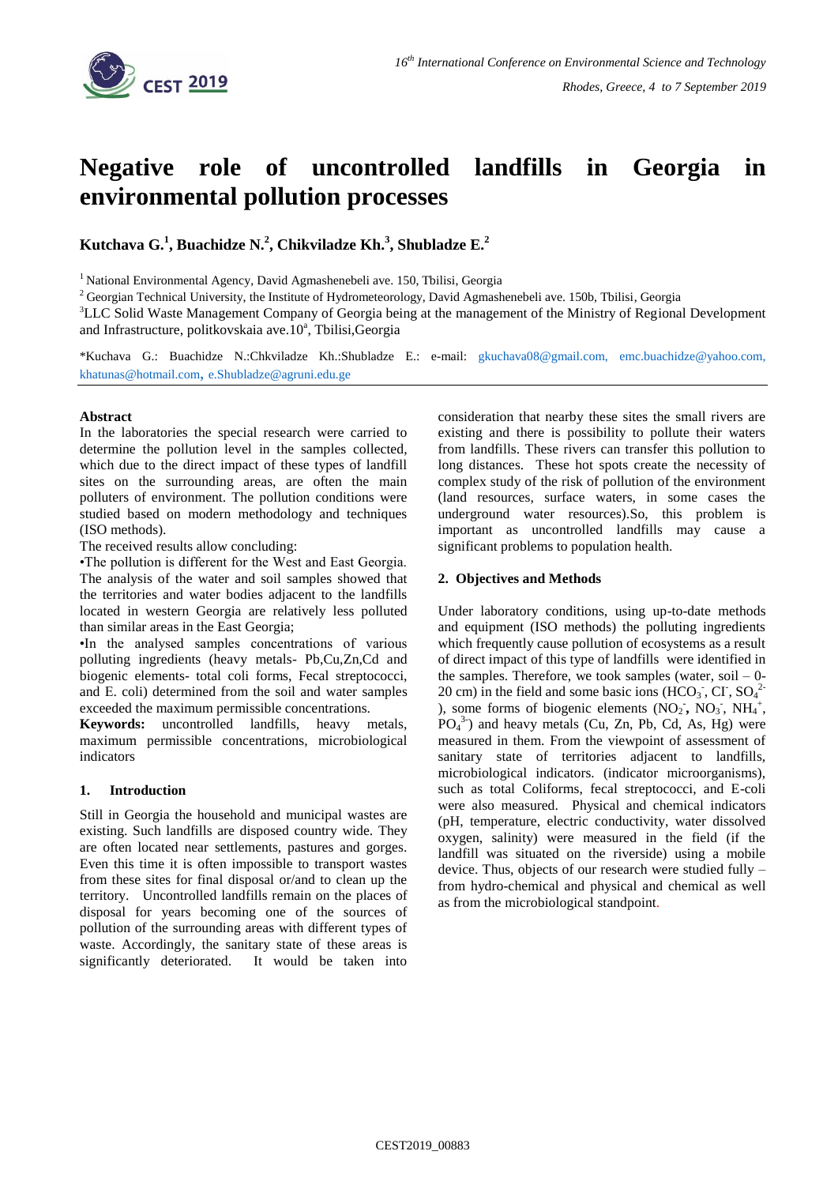# Negative role of uncontrolled landfills in Georgia in environmental pollution processes

**Kutchava G.[1], Buachidze N.[2], Chikviladze Kh.[3], Shubladze E.[2]**

[1] National Environmental Agency, David Agmashenebeli ave. 150, Tbilisi, Georgia

[2] Georgian Technical University, the Institute of Hydrometeorology, David Agmashenebeli ave. 150b, Tbilisi, Georgia

[3]LLC Solid Waste Management Company of Georgia being at the management of the Ministry of Regional Development and Infrastructure, politkovskaia ave.10[a], Tbilisi,Georgia

*Kuchava G.: Buachidze N.:Chkviladze Kh.:Shubladze E.: e-mail: gkuchava08@gmail.com, emc.buachidze@yahoo.com, khatunas@hotmail.com, e.Shubladze@agruni.edu.ge

## Abstract

In the laboratories the special research were carried to determine the pollution level in the samples collected, which due to the direct impact of these types of landfill sites on the surrounding areas, are often the main polluters of environment. The pollution conditions were studied based on modern methodology and techniques (ISO methods).

The received results allow concluding:

•The pollution is different for the West and East Georgia. The analysis of the water and soil samples showed that the territories and water bodies adjacent to the landfills located in western Georgia are relatively less polluted than similar areas in the East Georgia;

•In the analysed samples concentrations of various polluting ingredients (heavy metals- Pb,Cu,Zn,Cd and biogenic elements- total coli forms, Fecal streptococci, and E. coli) determined from the soil and water samples exceeded the maximum permissible concentrations.

**Keywords:** uncontrolled landfills, heavy metals, maximum permissible concentrations, microbiological indicators

## 1. Introduction

Still in Georgia the household and municipal wastes are existing. Such landfills are disposed country wide. They are often located near settlements, pastures and gorges. Even this time it is often impossible to transport wastes from these sites for final disposal or/and to clean up the territory. Uncontrolled landfills remain on the places of disposal for years becoming one of the sources of pollution of the surrounding areas with different types of waste. Accordingly, the sanitary state of these areas is significantly deteriorated. It would be taken into consideration that nearby these sites the small rivers are existing and there is possibility to pollute their waters from landfills. These rivers can transfer this pollution to long distances. These hot spots create the necessity of complex study of the risk of pollution of the environment (land resources, surface waters, in some cases the underground water resources).So, this problem is important as uncontrolled landfills may cause a significant problems to population health.

## 2. Objectives and Methods

Under laboratory conditions, using up-to-date methods and equipment (ISO methods) the polluting ingredients which frequently cause pollution of ecosystems as a result of direct impact of this type of landfills were identified in the samples. Therefore, we took samples (water, soil – 0-20 cm) in the field and some basic ions ($HCO_3^-$, $Cl^-$, $SO_4^{2-}$), some forms of biogenic elements ($NO_2^-$, $NO_3^-$, $NH_4^+$, $PO_4^{3-}$) and heavy metals (Cu, Zn, Pb, Cd, As, Hg) were measured in them. From the viewpoint of assessment of sanitary state of territories adjacent to landfills, microbiological indicators. (indicator microorganisms), such as total Coliforms, fecal streptococci, and E-coli were also measured. Physical and chemical indicators (pH, temperature, electric conductivity, water dissolved oxygen, salinity) were measured in the field (if the landfill was situated on the riverside) using a mobile device. Thus, objects of our research were studied fully – from hydro-chemical and physical and chemical as well as from the microbiological standpoint.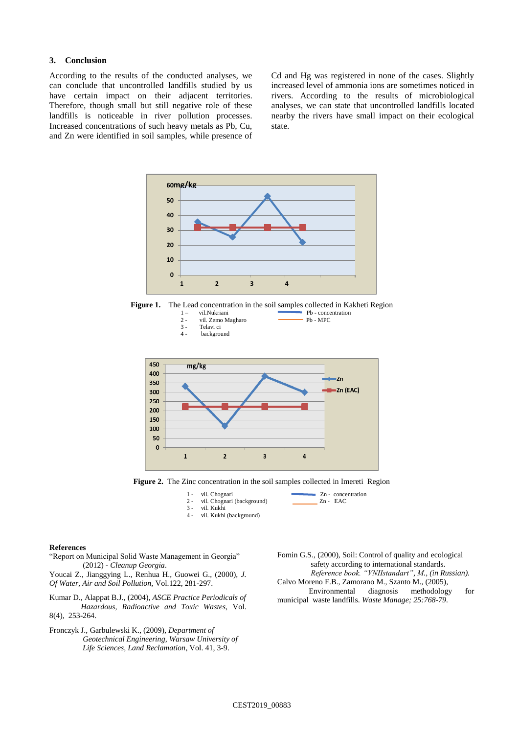## 3. Conclusion

According to the results of the conducted analyses, we can conclude that uncontrolled landfills studied by us have certain impact on their adjacent territories. Therefore, though small but still negative role of these landfills is noticeable in river pollution processes. Increased concentrations of such heavy metals as Pb, Cu, and Zn were identified in soil samples, while presence of Cd and Hg was registered in none of the cases. Slightly increased level of ammonia ions are sometimes noticed in rivers. According to the results of microbiological analyses, we can state that uncontrolled landfills located nearby the rivers have small impact on their ecological state.

60 mg/kg
50
40
30
20
10
0
1 2 3 4

**Figure 1.** The Lead concentration in the soil samples collected in Kakheti Region

1 – vil.Nukriani
2 - vil. Zemo Magharo
3 - Telavi ci
4 - background

Pb - concentration
Pb - MPC

450
400
350
300
250
200
150
100
50
0
mg/kg
1 2 3 4
Zn
Zn (EAC)

**Figure 2.** The Zinc concentration in the soil samples collected in Imereti Region

1 - vil. Chognari
2 - vil. Chognari (background)
3 - vil. Kukhi
4 - vil. Kukhi (background)

Zn - concentration
Zn - EAC

## References

"Report on Municipal Solid Waste Management in Georgia" (2012) - *Cleanup Georgia*.

Youcai Z., Jianggying L., Renhua H., Guowei G., (2000), *J. Of Water, Air and Soil Pollution*, Vol.122, 281-297.

Kumar D., Alappat B.J., (2004), *ASCE Practice Periodicals of Hazardous, Radioactive and Toxic Wastes*, Vol. 8(4), 253-264.

Fronczyk J., Garbulewski K., (2009), *Department of Geotechnical Engineering, Warsaw University of Life Sciences, Land Reclamation*, Vol. 41, 3-9.

Fomin G.S., (2000), Soil: Control of quality and ecological safety according to international standards. *Reference book. "VNIIstandart", M., (in Russian).*

Calvo Moreno F.B., Zamorano M., Szanto M., (2005), Environmental diagnosis methodology for municipal waste landfills. *Waste Manage; 25:768-79.*